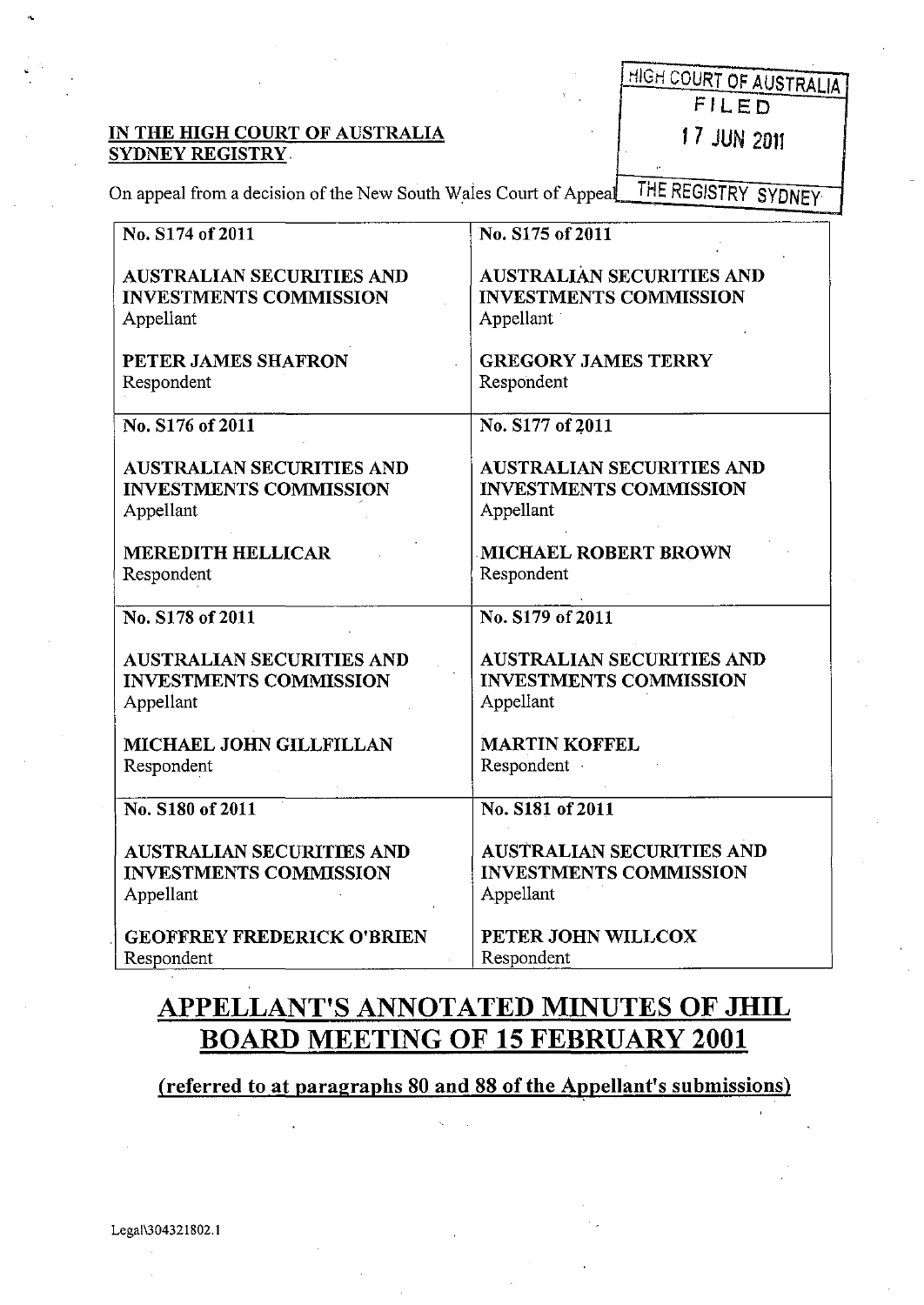HIGH COURT OF AUSTRALIA
FILED
17 JUN 2011
THE REGISTRY SYDNEY

**IN THE HIGH COURT OF AUSTRALIA**
**SYDNEY REGISTRY**

On appeal from a decision of the New South Wales Court of Appeal

| | |
|---|---|
| **No. S174 of 2011**<br><br>**AUSTRALIAN SECURITIES AND INVESTMENTS COMMISSION**<br>Appellant<br><br>**PETER JAMES SHAFRON**<br>Respondent | **No. S175 of 2011**<br><br>**AUSTRALIAN SECURITIES AND INVESTMENTS COMMISSION**<br>Appellant<br><br>**GREGORY JAMES TERRY**<br>Respondent |
| **No. S176 of 2011**<br><br>**AUSTRALIAN SECURITIES AND INVESTMENTS COMMISSION**<br>Appellant<br><br>**MEREDITH HELLICAR**<br>Respondent | **No. S177 of 2011**<br><br>**AUSTRALIAN SECURITIES AND INVESTMENTS COMMISSION**<br>Appellant<br><br>**MICHAEL ROBERT BROWN**<br>Respondent |
| **No. S178 of 2011**<br><br>**AUSTRALIAN SECURITIES AND INVESTMENTS COMMISSION**<br>Appellant<br><br>**MICHAEL JOHN GILLFILLAN**<br>Respondent | **No. S179 of 2011**<br><br>**AUSTRALIAN SECURITIES AND INVESTMENTS COMMISSION**<br>Appellant<br><br>**MARTIN KOFFEL**<br>Respondent |
| **No. S180 of 2011**<br><br>**AUSTRALIAN SECURITIES AND INVESTMENTS COMMISSION**<br>Appellant<br><br>**GEOFFREY FREDERICK O'BRIEN**<br>Respondent | **No. S181 of 2011**<br><br>**AUSTRALIAN SECURITIES AND INVESTMENTS COMMISSION**<br>Appellant<br><br>**PETER JOHN WILLCOX**<br>Respondent |

# APPELLANT'S ANNOTATED MINUTES OF JHIL BOARD MEETING OF 15 FEBRUARY 2001

## (referred to at paragraphs 80 and 88 of the Appellant's submissions)

Legal\304321802.1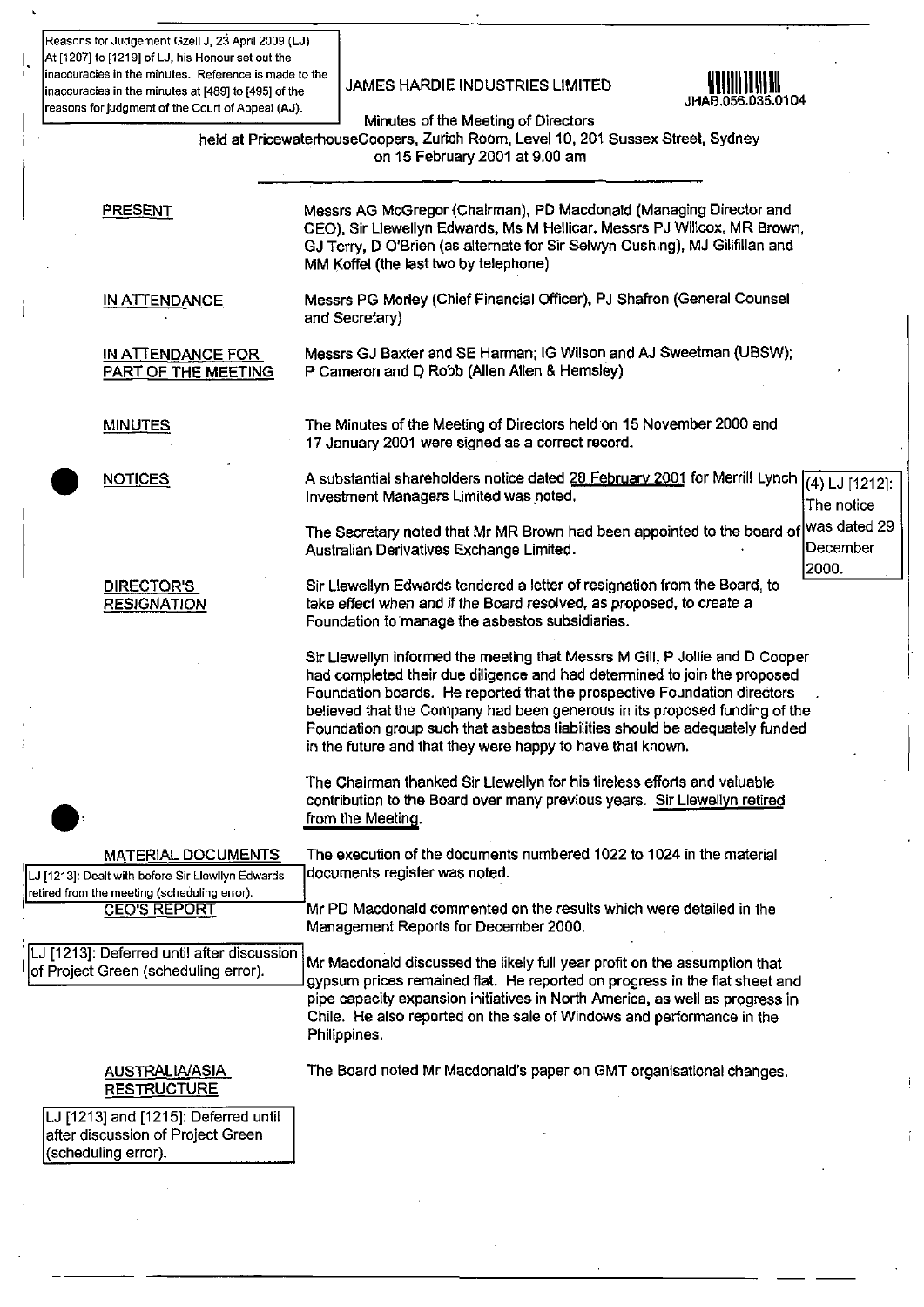Reasons for Judgement Gzell J, 23 April 2009 (LJ)
At [1207] to [1219] of LJ, his Honour set out the inaccuracies in the minutes. Reference is made to the inaccuracies in the minutes at [489] to [495] of the reasons for judgment of the Court of Appeal (AJ).

# JAMES HARDIE INDUSTRIES LIMITED

JHAB.056.035.0104

## Minutes of the Meeting of Directors

held at PricewaterhouseCoopers, Zurich Room, Level 10, 201 Sussex Street, Sydney on 15 February 2001 at 9.00 am

---

**PRESENT**

Messrs AG McGregor (Chairman), PD Macdonald (Managing Director and CEO), Sir Llewellyn Edwards, Ms M Hellicar, Messrs PJ Willcox, MR Brown, GJ Terry, D O'Brien (as alternate for Sir Selwyn Cushing), MJ Gillfillan and MM Koffel (the last two by telephone)

**IN ATTENDANCE**

Messrs PG Morley (Chief Financial Officer), PJ Shafron (General Counsel and Secretary)

**IN ATTENDANCE FOR PART OF THE MEETING**

Messrs GJ Baxter and SE Harman; IG Wilson and AJ Sweetman (UBSW); P Cameron and D Robb (Allen Allen & Hemsley)

**MINUTES**

The Minutes of the Meeting of Directors held on 15 November 2000 and 17 January 2001 were signed as a correct record.

**NOTICES**

A substantial shareholders notice dated 28 February 2001 for Merrill Lynch Investment Managers Limited was noted.

(4) LJ [1212]: The notice was dated 29 December 2000.

The Secretary noted that Mr MR Brown had been appointed to the board of Australian Derivatives Exchange Limited.

**DIRECTOR'S RESIGNATION**

Sir Llewellyn Edwards tendered a letter of resignation from the Board, to take effect when and if the Board resolved, as proposed, to create a Foundation to manage the asbestos subsidiaries.

Sir Llewellyn informed the meeting that Messrs M Gill, P Jollie and D Cooper had completed their due diligence and had determined to join the proposed Foundation boards. He reported that the prospective Foundation directors believed that the Company had been generous in its proposed funding of the Foundation group such that asbestos liabilities should be adequately funded in the future and that they were happy to have that known.

The Chairman thanked Sir Llewellyn for his tireless efforts and valuable contribution to the Board over many previous years. Sir Llewellyn retired from the Meeting.

**MATERIAL DOCUMENTS**

LJ [1213]: Dealt with before Sir Llewllyn Edwards retired from the meeting (scheduling error).

The execution of the documents numbered 1022 to 1024 in the material documents register was noted.

**CEO'S REPORT**

LJ [1213]: Deferred until after discussion of Project Green (scheduling error).

Mr PD Macdonald commented on the results which were detailed in the Management Reports for December 2000.

Mr Macdonald discussed the likely full year profit on the assumption that gypsum prices remained flat. He reported on progress in the flat sheet and pipe capacity expansion initiatives in North America, as well as progress in Chile. He also reported on the sale of Windows and performance in the Philippines.

**AUSTRALIA/ASIA RESTRUCTURE**

LJ [1213] and [1215]: Deferred until after discussion of Project Green (scheduling error).

The Board noted Mr Macdonald's paper on GMT organisational changes.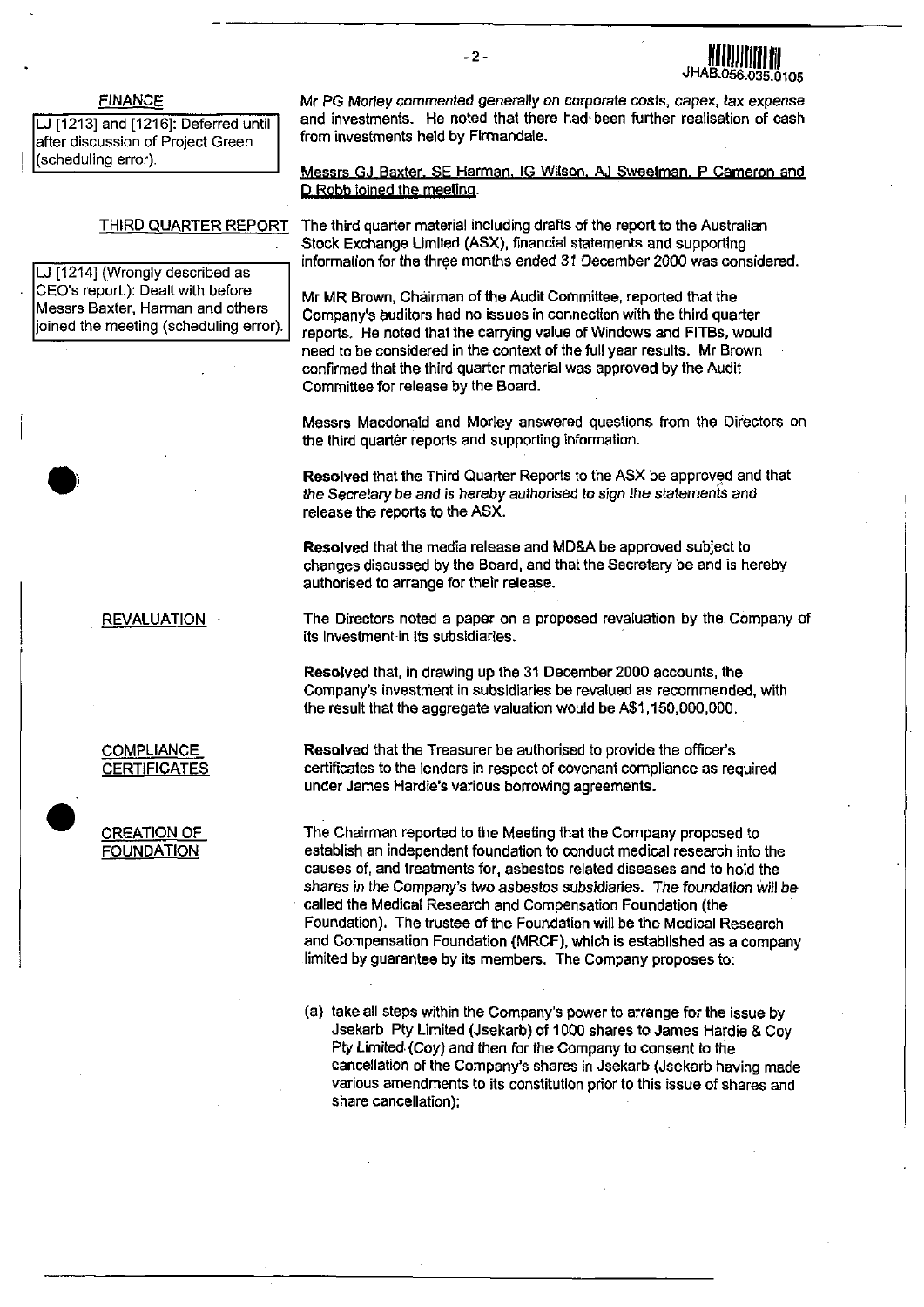**FINANCE**

LJ [1213] and [1216]: Deferred until after discussion of Project Green (scheduling error).

*Mr PG Morley commented generally on corporate costs, capex, tax expense and investments. He noted that there had been further realisation of cash from investments held by Firmandale.*

Messrs GJ Baxter, SE Harman, IG Wilson, AJ Sweetman, P Cameron and D Robb joined the meeting.

**THIRD QUARTER REPORT**

LJ [1214] (Wrongly described as CEO's report.): Dealt with before Messrs Baxter, Harman and others joined the meeting (scheduling error).

The third quarter material including drafts of the report to the Australian Stock Exchange Limited (ASX), financial statements and supporting information for the three months ended 31 December 2000 was considered.

Mr MR Brown, Chairman of the Audit Committee, reported that the Company's auditors had no issues in connection with the third quarter reports. He noted that the carrying value of Windows and FITBs, would need to be considered in the context of the full year results. Mr Brown confirmed that the third quarter material was approved by the Audit Committee for release by the Board.

Messrs Macdonald and Morley answered questions from the Directors on the third quarter reports and supporting information.

**Resolved** that the Third Quarter Reports to the ASX be approved and that *the Secretary be and is hereby authorised to sign the statements and* release the reports to the ASX.

**Resolved** that the media release and MD&A be approved subject to changes discussed by the Board, and that the Secretary be and is hereby authorised to arrange for their release.

**REVALUATION**

The Directors noted a paper on a proposed revaluation by the Company of its investment in its subsidiaries.

**Resolved** that, in drawing up the 31 December 2000 accounts, the Company's investment in subsidiaries be revalued as recommended, with the result that the aggregate valuation would be A$1,150,000,000.

**COMPLIANCE CERTIFICATES**

**Resolved** that the Treasurer be authorised to provide the officer's certificates to the lenders in respect of covenant compliance as required under James Hardie's various borrowing agreements.

**CREATION OF FOUNDATION**

The Chairman reported to the Meeting that the Company proposed to establish an independent foundation to conduct medical research into the causes of, and treatments for, asbestos related diseases and to hold the *shares in the Company's two asbestos subsidiaries. The foundation will be* called the Medical Research and Compensation Foundation (the Foundation). The trustee of the Foundation will be the Medical Research and Compensation Foundation (MRCF), which is established as a company limited by guarantee by its members. The Company proposes to:

(a) take all steps within the Company's power to arrange for the issue by Jsekarb Pty Limited (Jsekarb) of 1000 shares to James Hardie & Coy Pty Limited (Coy) and then for the Company to consent to the cancellation of the Company's shares in Jsekarb (Jsekarb having made various amendments to its constitution prior to this issue of shares and share cancellation);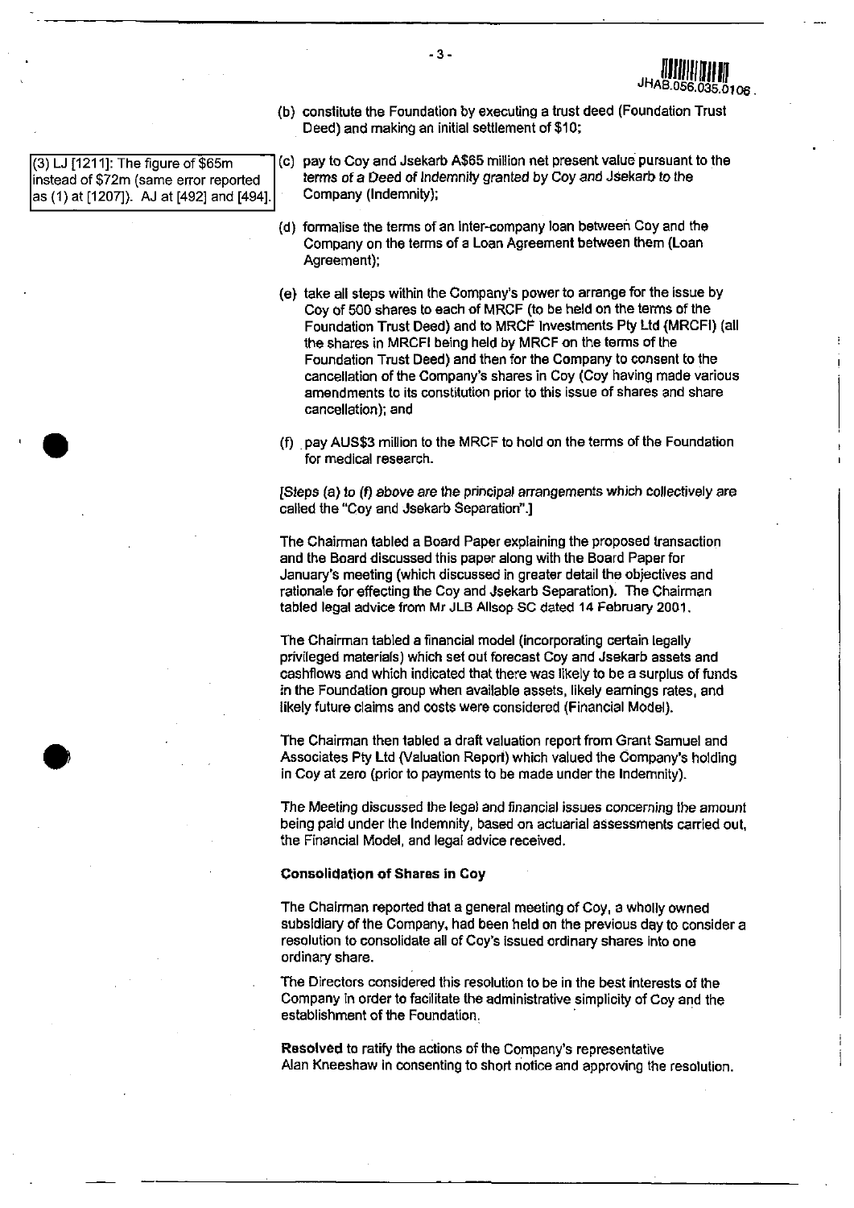JHAB.056.035.0106

(b) constitute the Foundation by executing a trust deed (Foundation Trust Deed) and making an initial settlement of $10;

> (3) LJ [1211]: The figure of $65m instead of $72m (same error reported as (1) at [1207]). AJ at [492] and [494].

(c) pay to Coy and Jsekarb A$65 million net present value pursuant to the terms of a Deed of Indemnity granted by Coy and Jsekarb to the Company (Indemnity);

(d) formalise the terms of an inter-company loan between Coy and the Company on the terms of a Loan Agreement between them (Loan Agreement);

(e) take all steps within the Company's power to arrange for the issue by Coy of 500 shares to each of MRCF (to be held on the terms of the Foundation Trust Deed) and to MRCF Investments Pty Ltd (MRCFI) (all the shares in MRCFI being held by MRCF on the terms of the Foundation Trust Deed) and then for the Company to consent to the cancellation of the Company's shares in Coy (Coy having made various amendments to its constitution prior to this issue of shares and share cancellation); and

(f) pay AUS$3 million to the MRCF to hold on the terms of the Foundation for medical research.

*[Steps (a) to (f) above are the principal arrangements which collectively are called the "Coy and Jsekarb Separation".]*

The Chairman tabled a Board Paper explaining the proposed transaction and the Board discussed this paper along with the Board Paper for January's meeting (which discussed in greater detail the objectives and rationale for effecting the Coy and Jsekarb Separation). The Chairman tabled legal advice from Mr JLB Allsop SC dated 14 February 2001.

The Chairman tabled a financial model (incorporating certain legally privileged materials) which set out forecast Coy and Jsekarb assets and cashflows and which indicated that there was likely to be a surplus of funds in the Foundation group when available assets, likely earnings rates, and likely future claims and costs were considered (Financial Model).

The Chairman then tabled a draft valuation report from Grant Samuel and Associates Pty Ltd (Valuation Report) which valued the Company's holding in Coy at zero (prior to payments to be made under the Indemnity).

The Meeting discussed the legal and financial issues concerning the amount being paid under the Indemnity, based on actuarial assessments carried out, the Financial Model, and legal advice received.

**Consolidation of Shares in Coy**

The Chairman reported that a general meeting of Coy, a wholly owned subsidiary of the Company, had been held on the previous day to consider a resolution to consolidate all of Coy's issued ordinary shares into one ordinary share.

The Directors considered this resolution to be in the best interests of the Company in order to facilitate the administrative simplicity of Coy and the establishment of the Foundation.

**Resolved** to ratify the actions of the Company's representative Alan Kneeshaw in consenting to short notice and approving the resolution.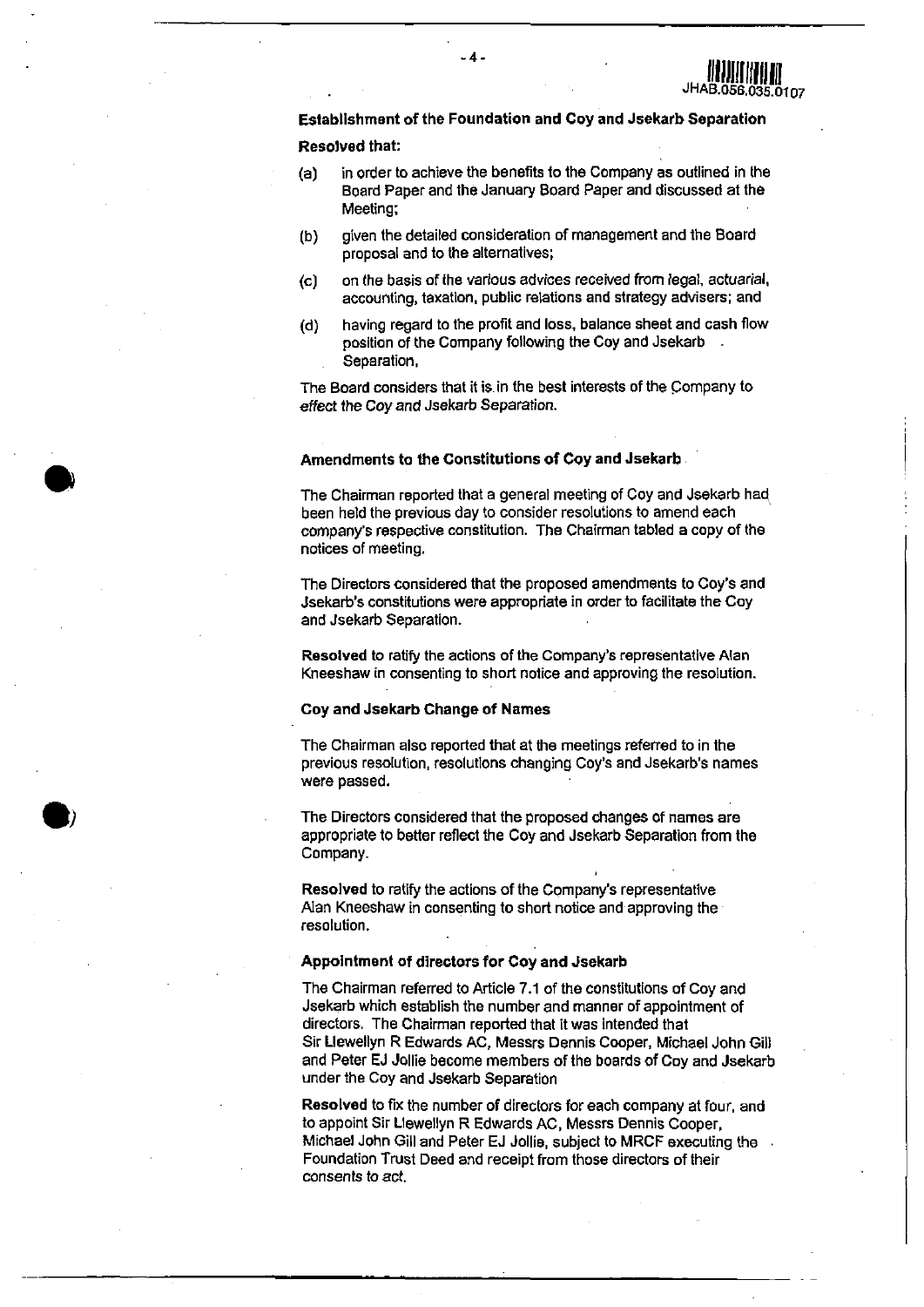### Establishment of the Foundation and Coy and Jsekarb Separation

**Resolved that:**

(a) in order to achieve the benefits to the Company as outlined in the Board Paper and the January Board Paper and discussed at the Meeting;

(b) given the detailed consideration of management and the Board proposal and to the alternatives;

(c) on the basis of the various advices received from legal, actuarial, accounting, taxation, public relations and strategy advisers; and

(d) having regard to the profit and loss, balance sheet and cash flow position of the Company following the Coy and Jsekarb Separation,

The Board considers that it is in the best interests of the Company to effect the Coy and Jsekarb Separation.

### Amendments to the Constitutions of Coy and Jsekarb

The Chairman reported that a general meeting of Coy and Jsekarb had been held the previous day to consider resolutions to amend each company's respective constitution. The Chairman tabled a copy of the notices of meeting.

The Directors considered that the proposed amendments to Coy's and Jsekarb's constitutions were appropriate in order to facilitate the Coy and Jsekarb Separation.

**Resolved** to ratify the actions of the Company's representative Alan Kneeshaw in consenting to short notice and approving the resolution.

### Coy and Jsekarb Change of Names

The Chairman also reported that at the meetings referred to in the previous resolution, resolutions changing Coy's and Jsekarb's names were passed.

The Directors considered that the proposed changes of names are appropriate to better reflect the Coy and Jsekarb Separation from the Company.

**Resolved** to ratify the actions of the Company's representative Alan Kneeshaw in consenting to short notice and approving the resolution.

### Appointment of directors for Coy and Jsekarb

The Chairman referred to Article 7.1 of the constitutions of Coy and Jsekarb which establish the number and manner of appointment of directors. The Chairman reported that it was intended that Sir Llewellyn R Edwards AC, Messrs Dennis Cooper, Michael John Gill and Peter EJ Jollie become members of the boards of Coy and Jsekarb under the Coy and Jsekarb Separation

**Resolved** to fix the number of directors for each company at four, and to appoint Sir Llewellyn R Edwards AC, Messrs Dennis Cooper, Michael John Gill and Peter EJ Jollie, subject to MRCF executing the Foundation Trust Deed and receipt from those directors of their consents to act.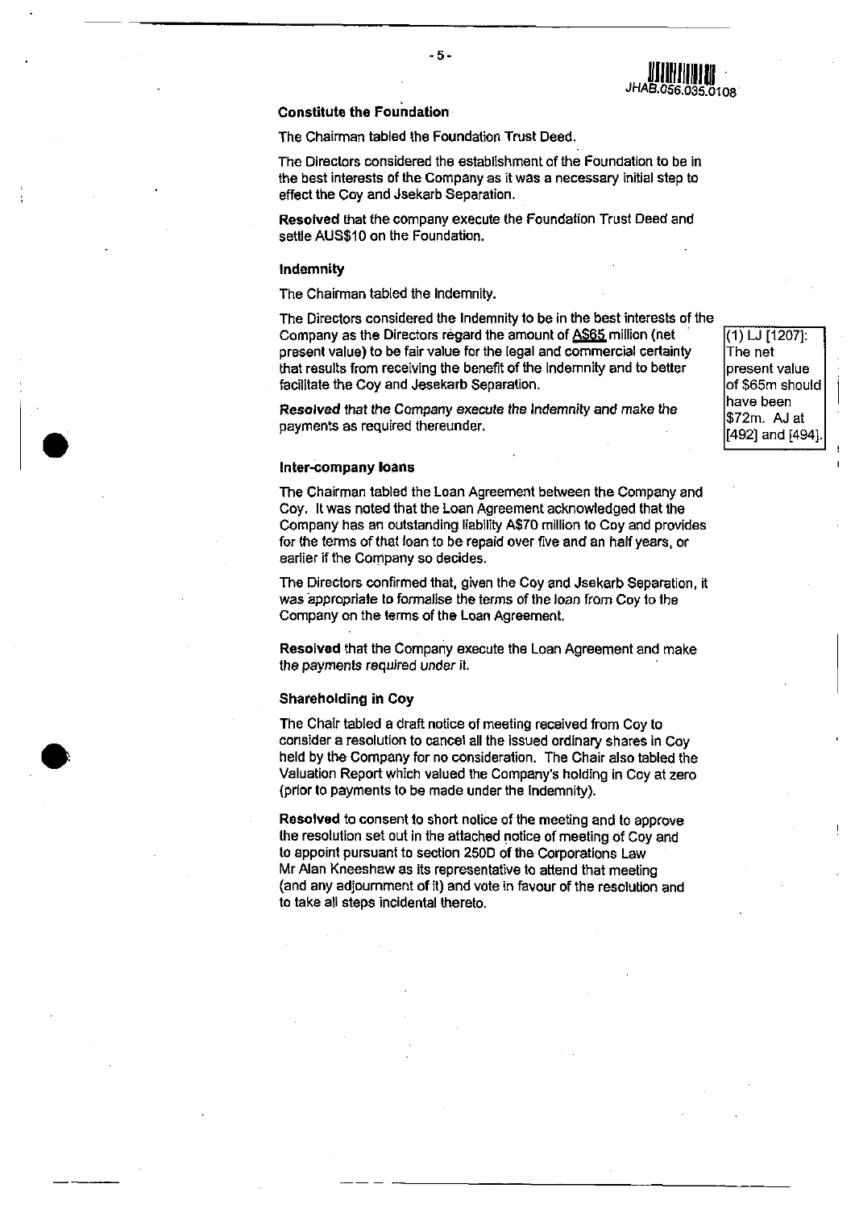JHAB.056.035.0108

**Constitute the Foundation**

The Chairman tabled the Foundation Trust Deed.

The Directors considered the establishment of the Foundation to be in the best interests of the Company as it was a necessary initial step to effect the Coy and Jsekarb Separation.

**Resolved** that the company execute the Foundation Trust Deed and settle AUS$10 on the Foundation.

**Indemnity**

The Chairman tabled the Indemnity.

The Directors considered the Indemnity to be in the best interests of the Company as the Directors regard the amount of A$65 million (net present value) to be fair value for the legal and commercial certainty that results from receiving the benefit of the Indemnity and to better facilitate the Coy and Jesekarb Separation.

> (1) LJ [1207]: The net present value of $65m should have been $72m. AJ at [492] and [494].

**Resolved** *that the Company execute the Indemnity and make the payments as required thereunder.*

**Inter-company loans**

The Chairman tabled the Loan Agreement between the Company and Coy. It was noted that the Loan Agreement acknowledged that the Company has an outstanding liability A$70 million to Coy and provides for the terms of that loan to be repaid over five and an half years, or earlier if the Company so decides.

The Directors confirmed that, given the Coy and Jsekarb Separation, it was appropriate to formalise the terms of the loan from Coy to the Company on the terms of the Loan Agreement.

**Resolved** that the Company execute the Loan Agreement and make the payments required under it.

**Shareholding in Coy**

The Chair tabled a draft notice of meeting received from Coy to consider a resolution to cancel all the issued ordinary shares in Coy held by the Company for no consideration. The Chair also tabled the Valuation Report which valued the Company's holding in Coy at zero (prior to payments to be made under the Indemnity).

**Resolved** to consent to short notice of the meeting and to approve the resolution set out in the attached notice of meeting of Coy and to appoint pursuant to section 250D of the Corporations Law Mr Alan Kneeshaw as its representative to attend that meeting (and any adjournment of it) and vote in favour of the resolution and to take all steps incidental thereto.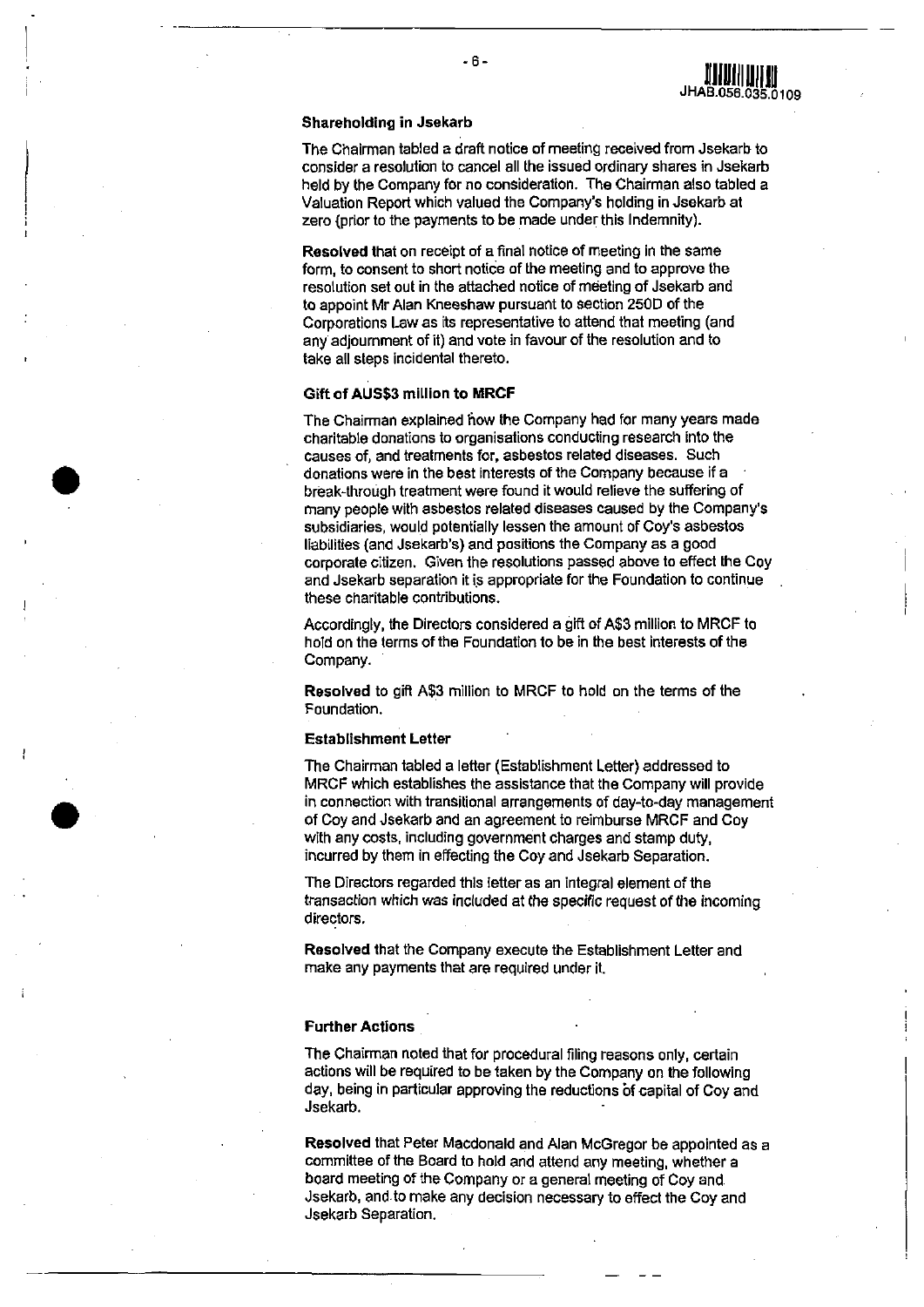**Shareholding in Jsekarb**

The Chairman tabled a draft notice of meeting received from Jsekarb to consider a resolution to cancel all the issued ordinary shares in Jsekarb held by the Company for no consideration. The Chairman also tabled a Valuation Report which valued the Company's holding in Jsekarb at zero (prior to the payments to be made under this Indemnity).

**Resolved** that on receipt of a final notice of meeting in the same form, to consent to short notice of the meeting and to approve the resolution set out in the attached notice of meeting of Jsekarb and to appoint Mr Alan Kneeshaw pursuant to section 250D of the Corporations Law as its representative to attend that meeting (and any adjournment of it) and vote in favour of the resolution and to take all steps incidental thereto.

**Gift of AUS$3 million to MRCF**

The Chairman explained how the Company had for many years made charitable donations to organisations conducting research into the causes of, and treatments for, asbestos related diseases. Such donations were in the best interests of the Company because if a break-through treatment were found it would relieve the suffering of many people with asbestos related diseases caused by the Company's subsidiaries, would potentially lessen the amount of Coy's asbestos liabilities (and Jsekarb's) and positions the Company as a good corporate citizen. Given the resolutions passed above to effect the Coy and Jsekarb separation it is appropriate for the Foundation to continue these charitable contributions.

Accordingly, the Directors considered a gift of A$3 million to MRCF to hold on the terms of the Foundation to be in the best interests of the Company.

**Resolved** to gift A$3 million to MRCF to hold on the terms of the Foundation.

**Establishment Letter**

The Chairman tabled a letter (Establishment Letter) addressed to MRCF which establishes the assistance that the Company will provide in connection with transitional arrangements of day-to-day management of Coy and Jsekarb and an agreement to reimburse MRCF and Coy with any costs, including government charges and stamp duty, incurred by them in effecting the Coy and Jsekarb Separation.

The Directors regarded this letter as an integral element of the transaction which was included at the specific request of the incoming directors.

**Resolved** that the Company execute the Establishment Letter and make any payments that are required under it.

**Further Actions**

The Chairman noted that for procedural filing reasons only, certain actions will be required to be taken by the Company on the following day, being in particular approving the reductions of capital of Coy and Jsekarb.

**Resolved** that Peter Macdonald and Alan McGregor be appointed as a committee of the Board to hold and attend any meeting, whether a board meeting of the Company or a general meeting of Coy and Jsekarb, and to make any decision necessary to effect the Coy and Jsekarb Separation.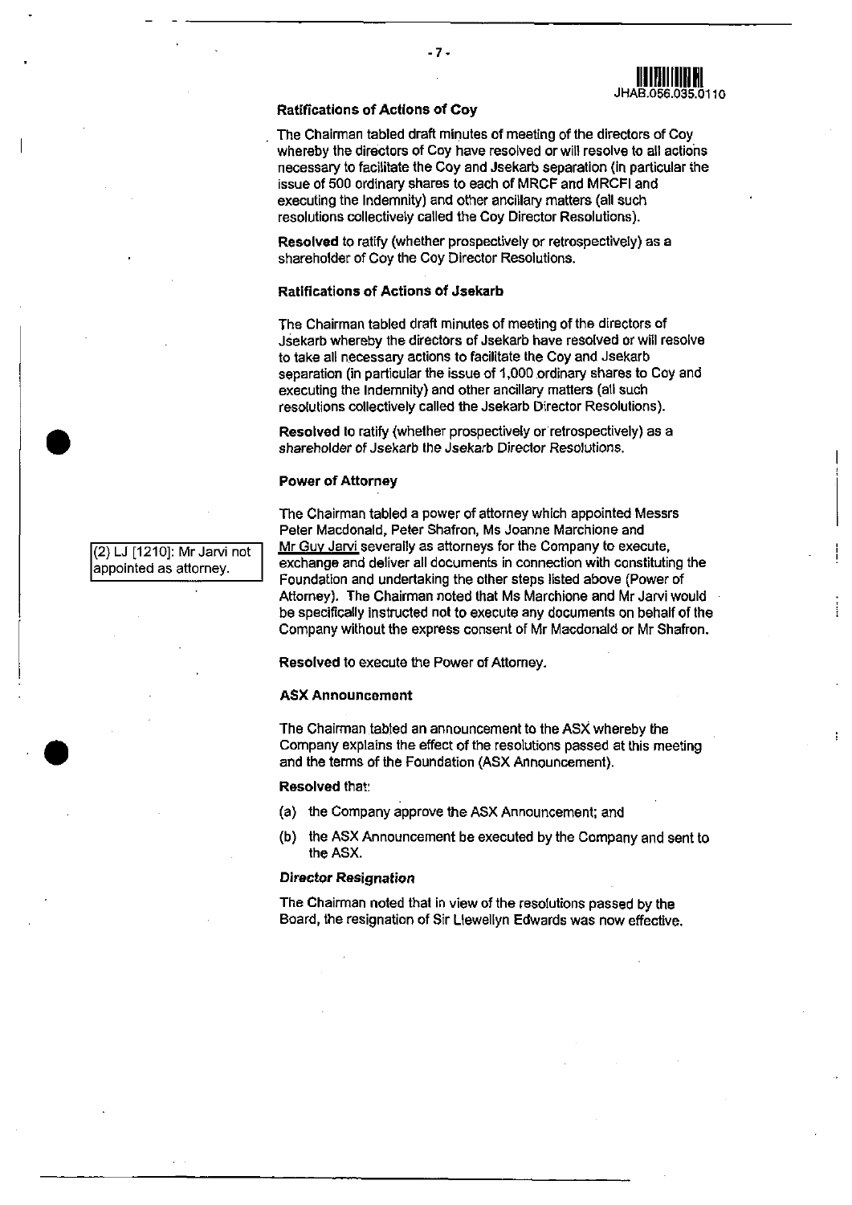JHAB.056.035.0110

**Ratifications of Actions of Coy**

The Chairman tabled draft minutes of meeting of the directors of Coy whereby the directors of Coy have resolved or will resolve to all actions necessary to facilitate the Coy and Jsekarb separation (in particular the issue of 500 ordinary shares to each of MRCF and MRCFI and executing the Indemnity) and other ancillary matters (all such resolutions collectively called the Coy Director Resolutions).

**Resolved** to ratify (whether prospectively or retrospectively) as a shareholder of Coy the Coy Director Resolutions.

**Ratifications of Actions of Jsekarb**

The Chairman tabled draft minutes of meeting of the directors of Jsekarb whereby the directors of Jsekarb have resolved or will resolve to take all necessary actions to facilitate the Coy and Jsekarb separation (in particular the issue of 1,000 ordinary shares to Coy and executing the Indemnity) and other ancillary matters (all such resolutions collectively called the Jsekarb Director Resolutions).

**Resolved** to ratify (whether prospectively or retrospectively) as a shareholder of Jsekarb the Jsekarb Director Resolutions.

**Power of Attorney**

(2) LJ [1210]: Mr Jarvi not appointed as attorney.

The Chairman tabled a power of attorney which appointed Messrs Peter Macdonald, Peter Shafron, Ms Joanne Marchione and Mr Guy Jarvi severally as attorneys for the Company to execute, exchange and deliver all documents in connection with constituting the Foundation and undertaking the other steps listed above (Power of Attorney). The Chairman noted that Ms Marchione and Mr Jarvi would be specifically instructed not to execute any documents on behalf of the Company without the express consent of Mr Macdonald or Mr Shafron.

**Resolved** to execute the Power of Attorney.

**ASX Announcement**

The Chairman tabled an announcement to the ASX whereby the Company explains the effect of the resolutions passed at this meeting and the terms of the Foundation (ASX Announcement).

**Resolved** that:

(a) the Company approve the ASX Announcement; and

(b) the ASX Announcement be executed by the Company and sent to the ASX.

***Director Resignation***

The Chairman noted that in view of the resolutions passed by the Board, the resignation of Sir Llewellyn Edwards was now effective.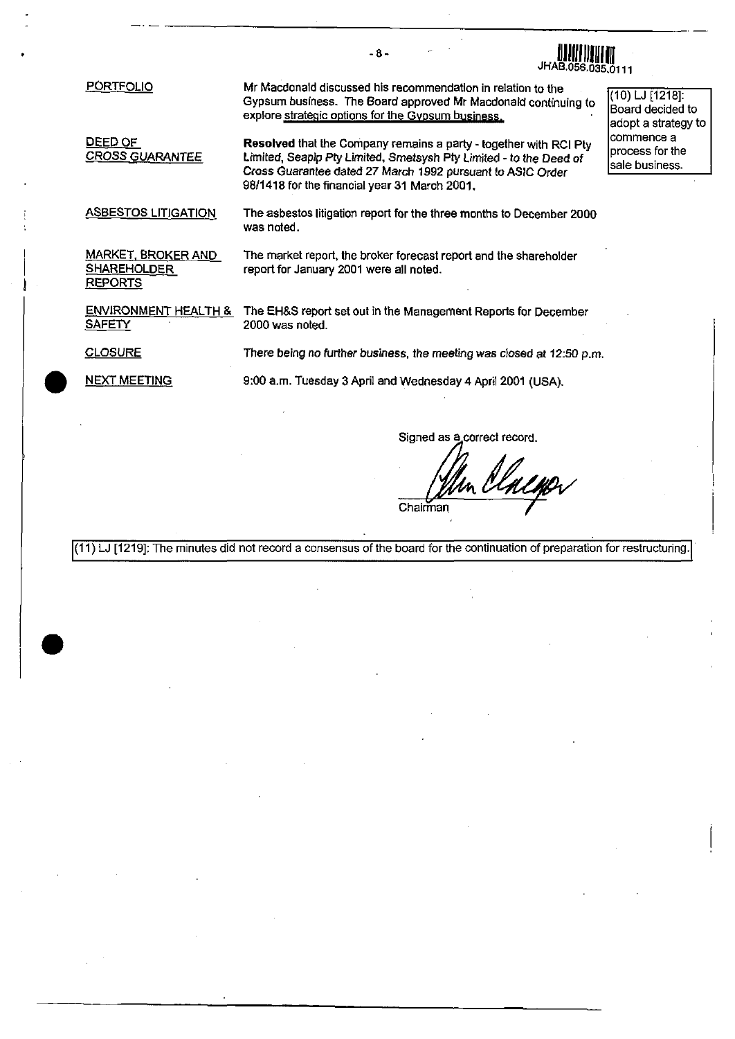JHAB.056.035.0111

| | |
|---|---|
| PORTFOLIO | Mr Macdonald discussed his recommendation in relation to the Gypsum business. The Board approved Mr Macdonald continuing to explore strategic options for the Gypsum business. |
| DEED OF CROSS GUARANTEE | **Resolved** that the Company remains a party - together with RCI Pty Limited, Seaplp Pty Limited, Smetsysh Pty Limited - to the Deed of Cross Guarantee dated 27 March 1992 pursuant to ASIC Order 98/1418 for the financial year 31 March 2001. |
| ASBESTOS LITIGATION | The asbestos litigation report for the three months to December 2000 was noted. |
| MARKET, BROKER AND SHAREHOLDER REPORTS | The market report, the broker forecast report and the shareholder report for January 2001 were all noted. |
| ENVIRONMENT HEALTH & SAFETY | The EH&S report set out in the Management Reports for December 2000 was noted. |
| CLOSURE | There being no further business, the meeting was closed at 12:50 p.m. |
| NEXT MEETING | 9:00 a.m. Tuesday 3 April and Wednesday 4 April 2001 (USA). |

(10) LJ [1218]: Board decided to adopt a strategy to commence a process for the sale business.

Signed as a correct record.

Chairman

(11) LJ [1219]: The minutes did not record a consensus of the board for the continuation of preparation for restructuring.